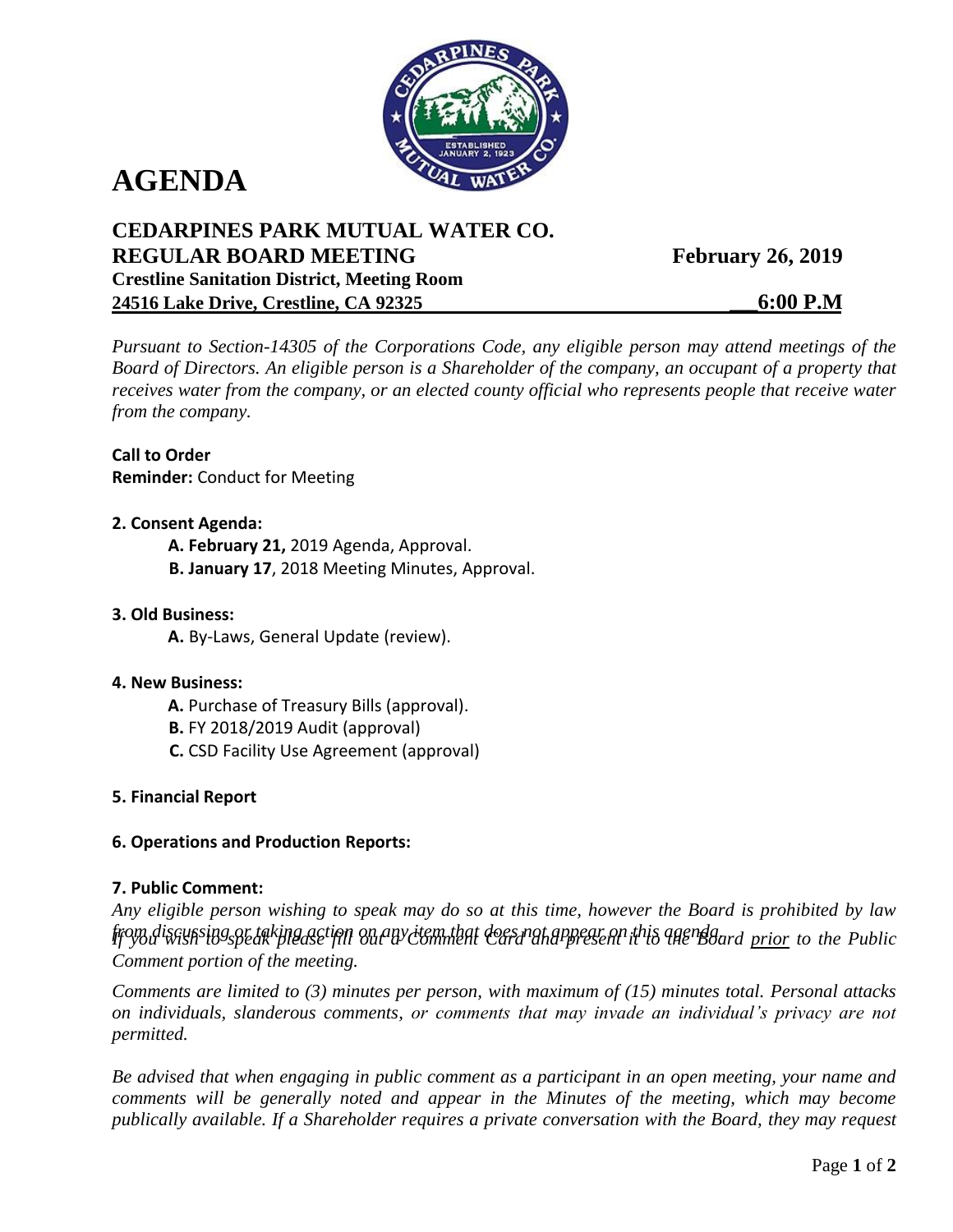# AGENDA

## CEDARPINES PARK MUTUAL WATER CO.
## REGULAR BOARD MEETING — February 26, 2019

**Crestline Sanitation District, Meeting Room**
**24516 Lake Drive, Crestline, CA 92325 — 6:00 P.M**

*Pursuant to Section-14305 of the Corporations Code, any eligible person may attend meetings of the Board of Directors. An eligible person is a Shareholder of the company, an occupant of a property that receives water from the company, or an elected county official who represents people that receive water from the company.*

**Call to Order**
**Reminder:** Conduct for Meeting

**2. Consent Agenda:**

- **A. February 21,** 2019 Agenda, Approval.
- **B. January 17**, 2018 Meeting Minutes, Approval.

**3. Old Business:**

- **A.** By-Laws, General Update (review).

**4. New Business:**

- **A.** Purchase of Treasury Bills (approval).
- **B.** FY 2018/2019 Audit (approval)
- **C.** CSD Facility Use Agreement (approval)

**5. Financial Report**

**6. Operations and Production Reports:**

**7. Public Comment:**

*Any eligible person wishing to speak may do so at this time, however the Board is prohibited by law from discussing or taking action on any item that does not appear on this agenda.*
*If you wish to speak please fill out a Comment Card and present it to the Board prior to the Public Comment portion of the meeting.*

*Comments are limited to (3) minutes per person, with maximum of (15) minutes total. Personal attacks on individuals, slanderous comments, or comments that may invade an individual's privacy are not permitted.*

*Be advised that when engaging in public comment as a participant in an open meeting, your name and comments will be generally noted and appear in the Minutes of the meeting, which may become publically available. If a Shareholder requires a private conversation with the Board, they may request*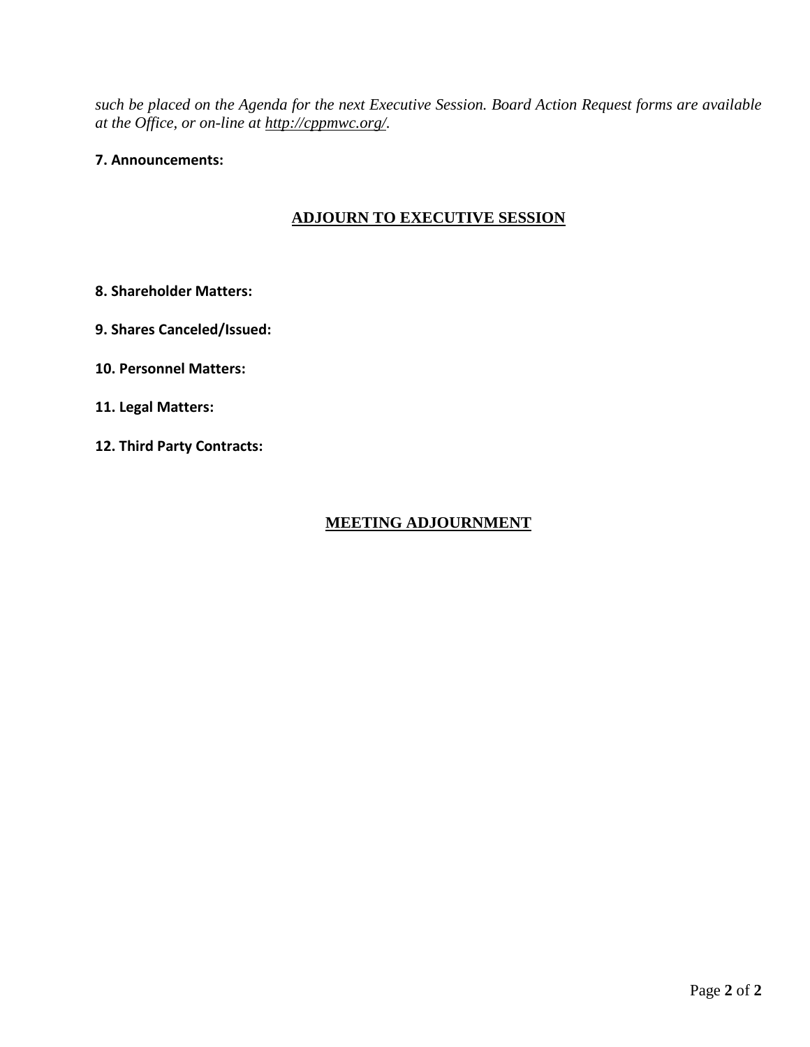*such be placed on the Agenda for the next Executive Session. Board Action Request forms are available at the Office, or on-line at http://cppmwc.org/.*

**7. Announcements:**

## ADJOURN TO EXECUTIVE SESSION

**8. Shareholder Matters:**

**9. Shares Canceled/Issued:**

**10. Personnel Matters:**

**11. Legal Matters:**

**12. Third Party Contracts:**

## MEETING ADJOURNMENT